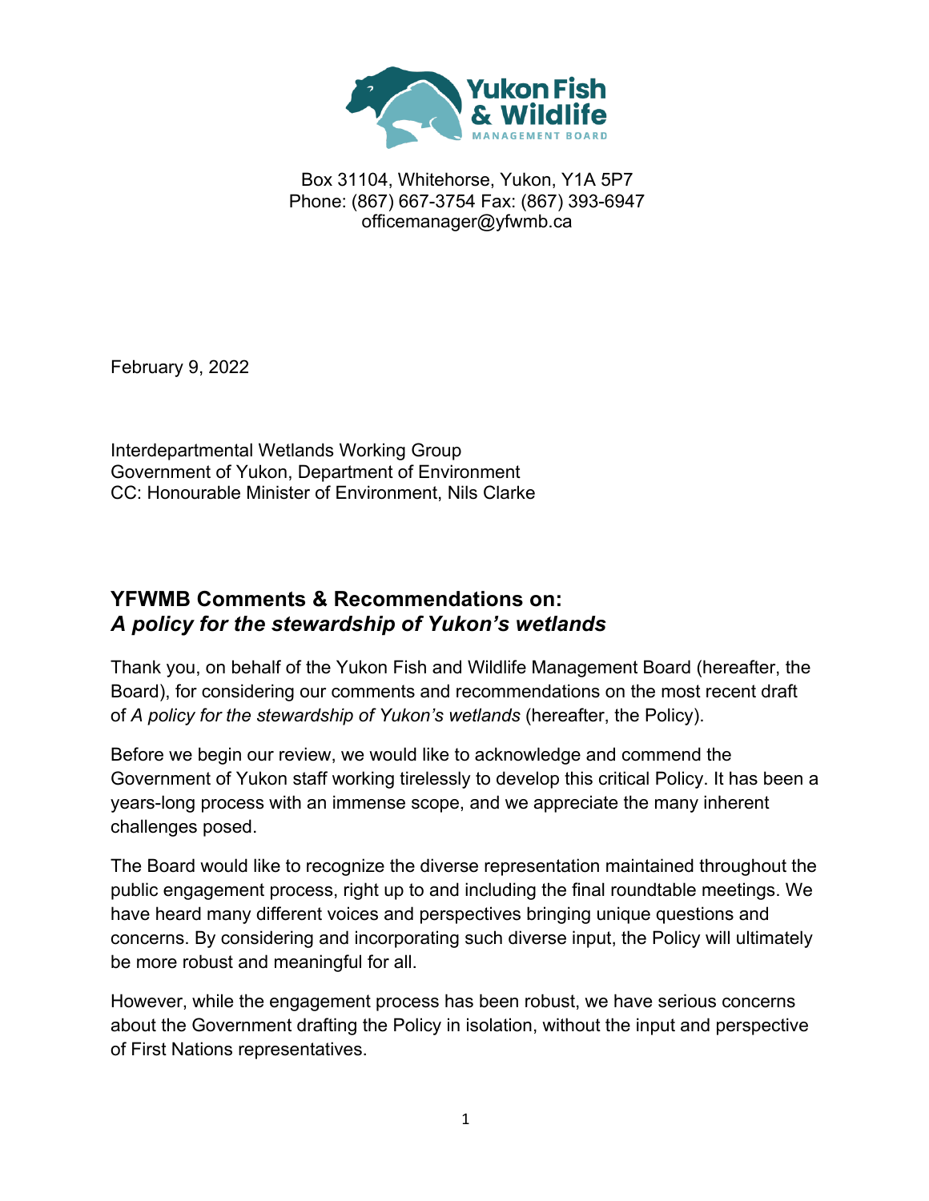Yukon Fish & Wildlife Management Board

Box 31104, Whitehorse, Yukon, Y1A 5P7
Phone: (867) 667-3754 Fax: (867) 393-6947
officemanager@yfwmb.ca

February 9, 2022

Interdepartmental Wetlands Working Group
Government of Yukon, Department of Environment
CC: Honourable Minister of Environment, Nils Clarke

## YFWMB Comments & Recommendations on: *A policy for the stewardship of Yukon's wetlands*

Thank you, on behalf of the Yukon Fish and Wildlife Management Board (hereafter, the Board), for considering our comments and recommendations on the most recent draft of *A policy for the stewardship of Yukon's wetlands* (hereafter, the Policy).

Before we begin our review, we would like to acknowledge and commend the Government of Yukon staff working tirelessly to develop this critical Policy. It has been a years-long process with an immense scope, and we appreciate the many inherent challenges posed.

The Board would like to recognize the diverse representation maintained throughout the public engagement process, right up to and including the final roundtable meetings. We have heard many different voices and perspectives bringing unique questions and concerns. By considering and incorporating such diverse input, the Policy will ultimately be more robust and meaningful for all.

However, while the engagement process has been robust, we have serious concerns about the Government drafting the Policy in isolation, without the input and perspective of First Nations representatives.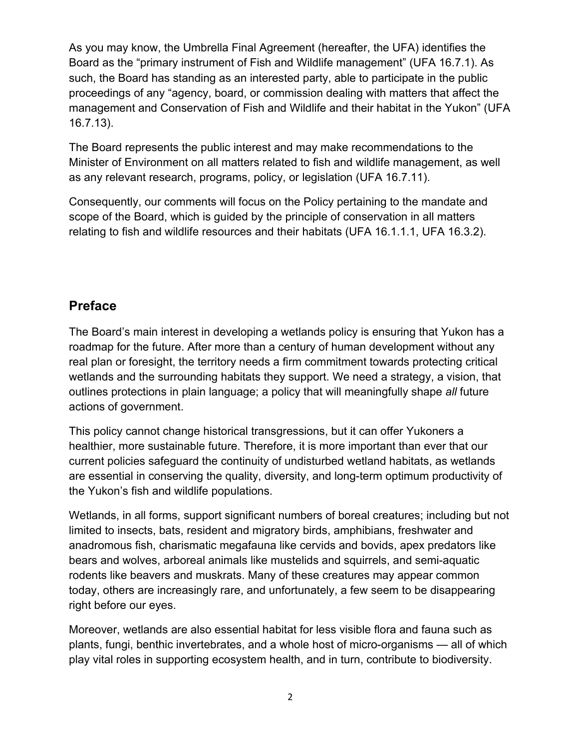As you may know, the Umbrella Final Agreement (hereafter, the UFA) identifies the Board as the "primary instrument of Fish and Wildlife management" (UFA 16.7.1). As such, the Board has standing as an interested party, able to participate in the public proceedings of any "agency, board, or commission dealing with matters that affect the management and Conservation of Fish and Wildlife and their habitat in the Yukon" (UFA 16.7.13).

The Board represents the public interest and may make recommendations to the Minister of Environment on all matters related to fish and wildlife management, as well as any relevant research, programs, policy, or legislation (UFA 16.7.11).

Consequently, our comments will focus on the Policy pertaining to the mandate and scope of the Board, which is guided by the principle of conservation in all matters relating to fish and wildlife resources and their habitats (UFA 16.1.1.1, UFA 16.3.2).

## Preface

The Board's main interest in developing a wetlands policy is ensuring that Yukon has a roadmap for the future. After more than a century of human development without any real plan or foresight, the territory needs a firm commitment towards protecting critical wetlands and the surrounding habitats they support. We need a strategy, a vision, that outlines protections in plain language; a policy that will meaningfully shape *all* future actions of government.

This policy cannot change historical transgressions, but it can offer Yukoners a healthier, more sustainable future. Therefore, it is more important than ever that our current policies safeguard the continuity of undisturbed wetland habitats, as wetlands are essential in conserving the quality, diversity, and long-term optimum productivity of the Yukon's fish and wildlife populations.

Wetlands, in all forms, support significant numbers of boreal creatures; including but not limited to insects, bats, resident and migratory birds, amphibians, freshwater and anadromous fish, charismatic megafauna like cervids and bovids, apex predators like bears and wolves, arboreal animals like mustelids and squirrels, and semi-aquatic rodents like beavers and muskrats. Many of these creatures may appear common today, others are increasingly rare, and unfortunately, a few seem to be disappearing right before our eyes.

Moreover, wetlands are also essential habitat for less visible flora and fauna such as plants, fungi, benthic invertebrates, and a whole host of micro-organisms — all of which play vital roles in supporting ecosystem health, and in turn, contribute to biodiversity.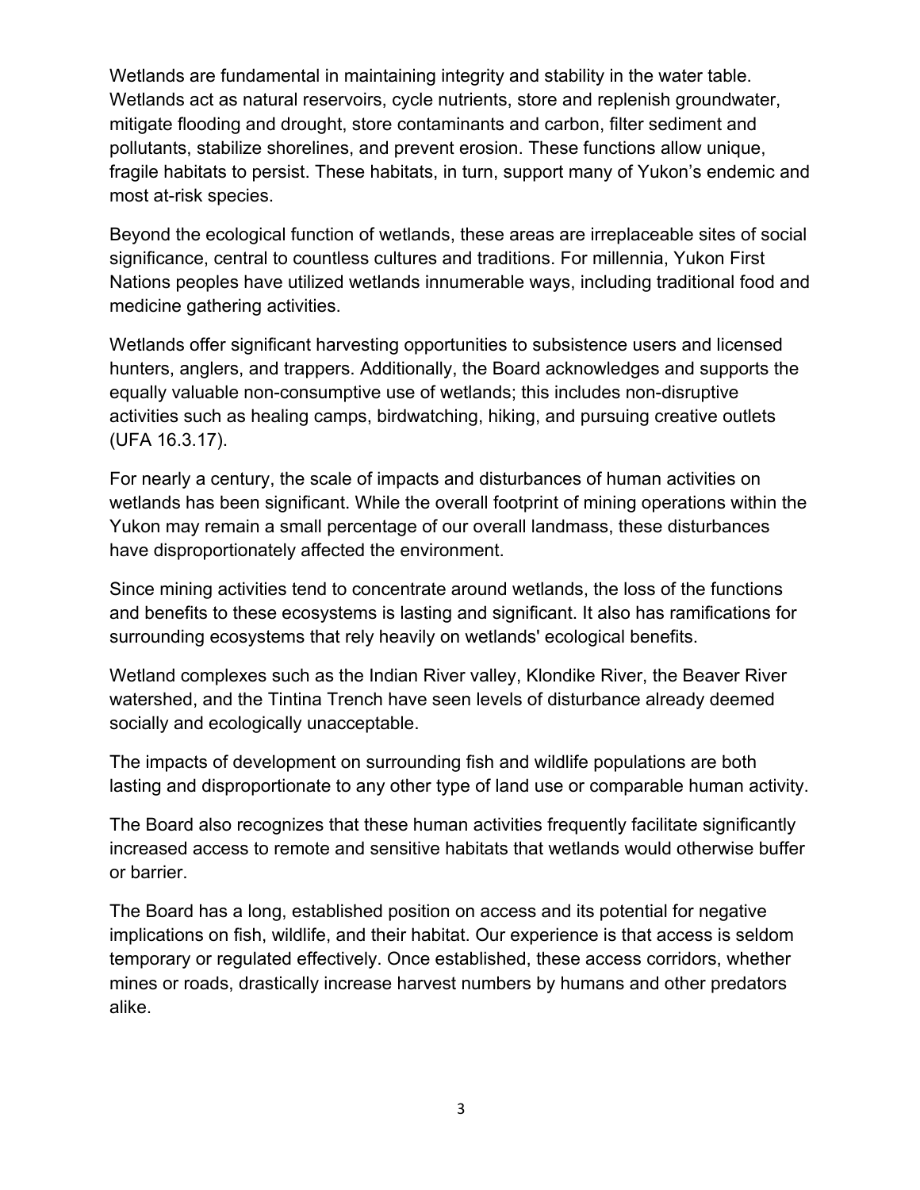Wetlands are fundamental in maintaining integrity and stability in the water table. Wetlands act as natural reservoirs, cycle nutrients, store and replenish groundwater, mitigate flooding and drought, store contaminants and carbon, filter sediment and pollutants, stabilize shorelines, and prevent erosion. These functions allow unique, fragile habitats to persist. These habitats, in turn, support many of Yukon's endemic and most at-risk species.

Beyond the ecological function of wetlands, these areas are irreplaceable sites of social significance, central to countless cultures and traditions. For millennia, Yukon First Nations peoples have utilized wetlands innumerable ways, including traditional food and medicine gathering activities.

Wetlands offer significant harvesting opportunities to subsistence users and licensed hunters, anglers, and trappers. Additionally, the Board acknowledges and supports the equally valuable non-consumptive use of wetlands; this includes non-disruptive activities such as healing camps, birdwatching, hiking, and pursuing creative outlets (UFA 16.3.17).

For nearly a century, the scale of impacts and disturbances of human activities on wetlands has been significant. While the overall footprint of mining operations within the Yukon may remain a small percentage of our overall landmass, these disturbances have disproportionately affected the environment.

Since mining activities tend to concentrate around wetlands, the loss of the functions and benefits to these ecosystems is lasting and significant. It also has ramifications for surrounding ecosystems that rely heavily on wetlands' ecological benefits.

Wetland complexes such as the Indian River valley, Klondike River, the Beaver River watershed, and the Tintina Trench have seen levels of disturbance already deemed socially and ecologically unacceptable.

The impacts of development on surrounding fish and wildlife populations are both lasting and disproportionate to any other type of land use or comparable human activity.

The Board also recognizes that these human activities frequently facilitate significantly increased access to remote and sensitive habitats that wetlands would otherwise buffer or barrier.

The Board has a long, established position on access and its potential for negative implications on fish, wildlife, and their habitat. Our experience is that access is seldom temporary or regulated effectively. Once established, these access corridors, whether mines or roads, drastically increase harvest numbers by humans and other predators alike.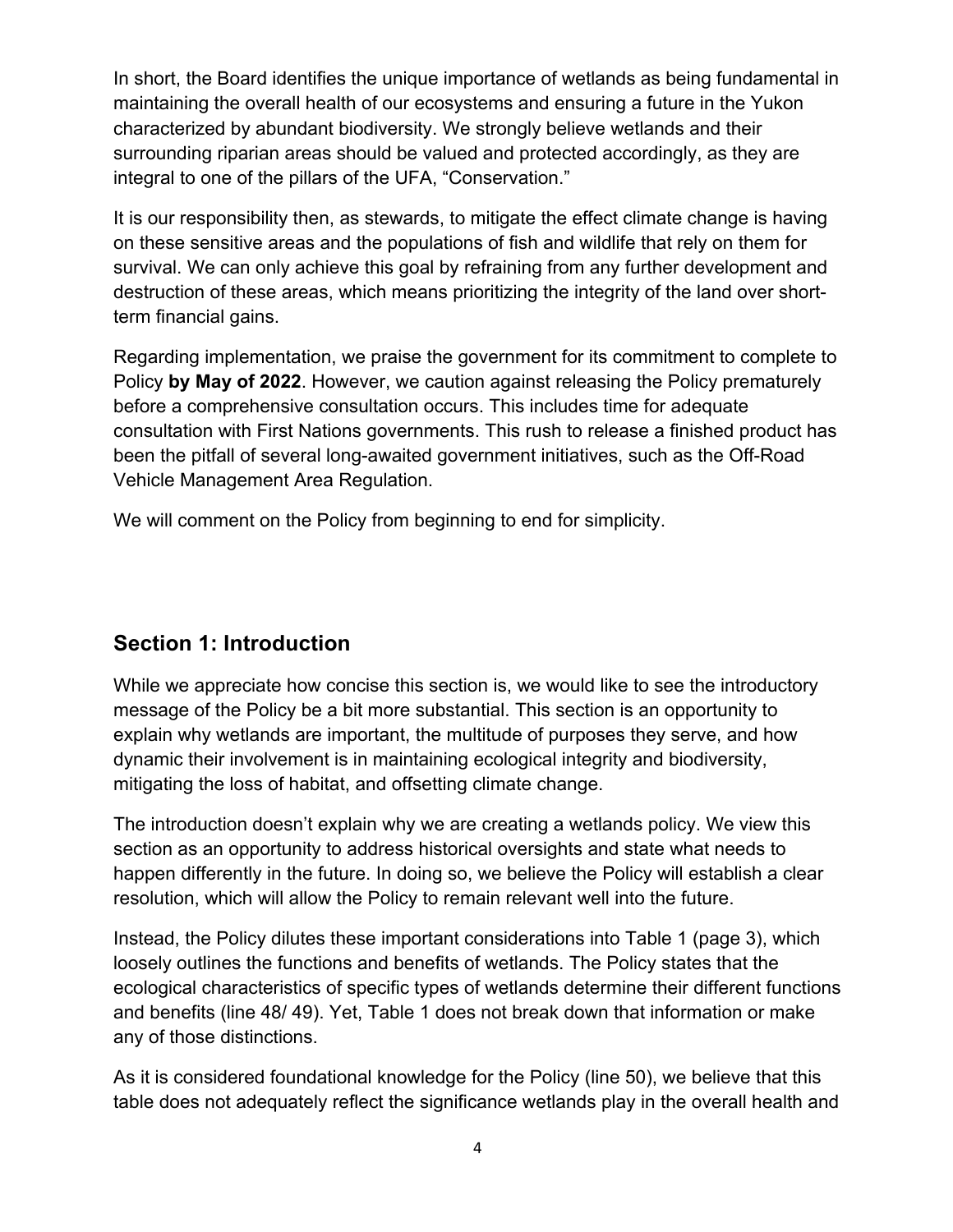In short, the Board identifies the unique importance of wetlands as being fundamental in maintaining the overall health of our ecosystems and ensuring a future in the Yukon characterized by abundant biodiversity. We strongly believe wetlands and their surrounding riparian areas should be valued and protected accordingly, as they are integral to one of the pillars of the UFA, "Conservation."

It is our responsibility then, as stewards, to mitigate the effect climate change is having on these sensitive areas and the populations of fish and wildlife that rely on them for survival. We can only achieve this goal by refraining from any further development and destruction of these areas, which means prioritizing the integrity of the land over short-term financial gains.

Regarding implementation, we praise the government for its commitment to complete to Policy **by May of 2022**. However, we caution against releasing the Policy prematurely before a comprehensive consultation occurs. This includes time for adequate consultation with First Nations governments. This rush to release a finished product has been the pitfall of several long-awaited government initiatives, such as the Off-Road Vehicle Management Area Regulation.

We will comment on the Policy from beginning to end for simplicity.

## Section 1: Introduction

While we appreciate how concise this section is, we would like to see the introductory message of the Policy be a bit more substantial. This section is an opportunity to explain why wetlands are important, the multitude of purposes they serve, and how dynamic their involvement is in maintaining ecological integrity and biodiversity, mitigating the loss of habitat, and offsetting climate change.

The introduction doesn't explain why we are creating a wetlands policy. We view this section as an opportunity to address historical oversights and state what needs to happen differently in the future. In doing so, we believe the Policy will establish a clear resolution, which will allow the Policy to remain relevant well into the future.

Instead, the Policy dilutes these important considerations into Table 1 (page 3), which loosely outlines the functions and benefits of wetlands. The Policy states that the ecological characteristics of specific types of wetlands determine their different functions and benefits (line 48/ 49). Yet, Table 1 does not break down that information or make any of those distinctions.

As it is considered foundational knowledge for the Policy (line 50), we believe that this table does not adequately reflect the significance wetlands play in the overall health and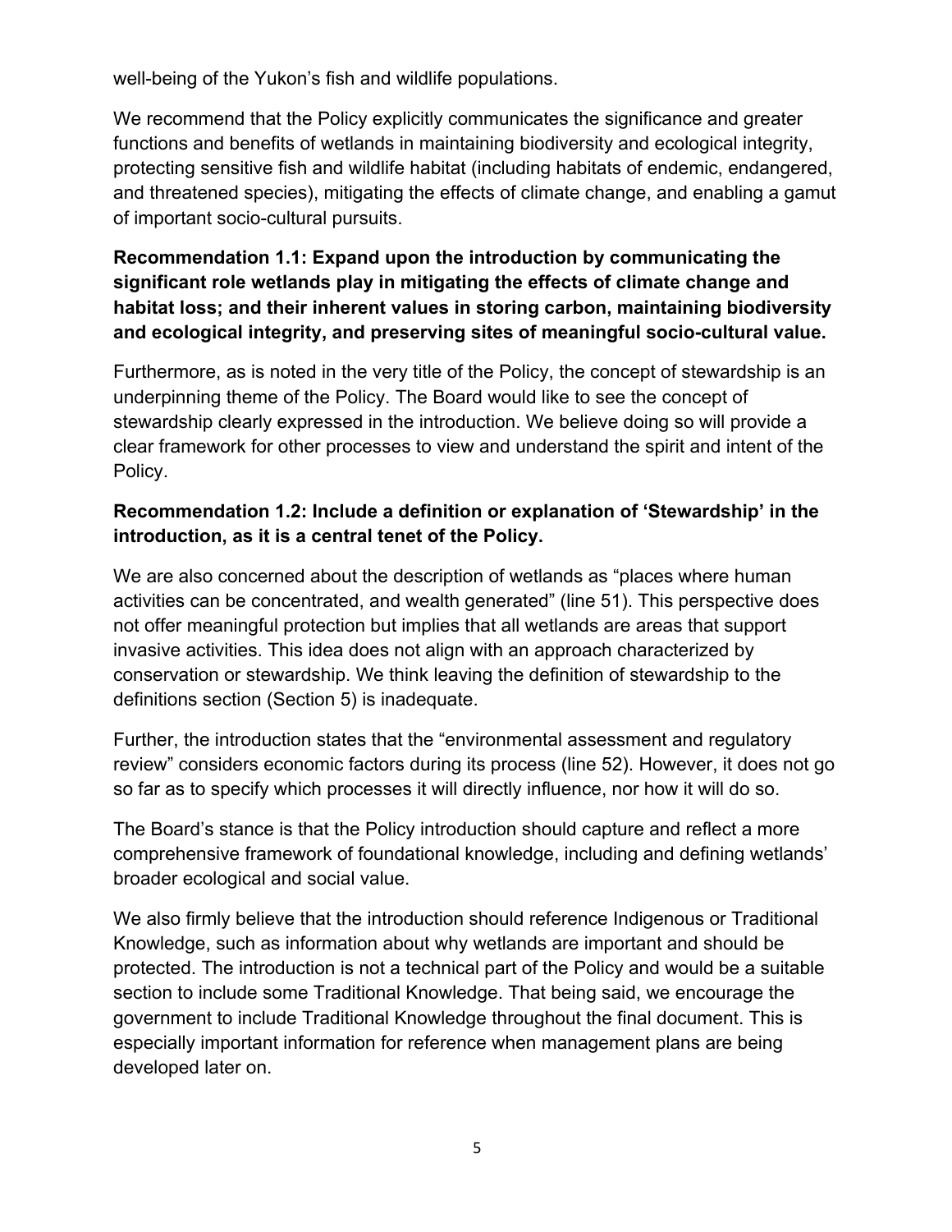well-being of the Yukon's fish and wildlife populations.

We recommend that the Policy explicitly communicates the significance and greater functions and benefits of wetlands in maintaining biodiversity and ecological integrity, protecting sensitive fish and wildlife habitat (including habitats of endemic, endangered, and threatened species), mitigating the effects of climate change, and enabling a gamut of important socio-cultural pursuits.

**Recommendation 1.1: Expand upon the introduction by communicating the significant role wetlands play in mitigating the effects of climate change and habitat loss; and their inherent values in storing carbon, maintaining biodiversity and ecological integrity, and preserving sites of meaningful socio-cultural value.**

Furthermore, as is noted in the very title of the Policy, the concept of stewardship is an underpinning theme of the Policy. The Board would like to see the concept of stewardship clearly expressed in the introduction. We believe doing so will provide a clear framework for other processes to view and understand the spirit and intent of the Policy.

**Recommendation 1.2: Include a definition or explanation of 'Stewardship' in the introduction, as it is a central tenet of the Policy.**

We are also concerned about the description of wetlands as "places where human activities can be concentrated, and wealth generated" (line 51). This perspective does not offer meaningful protection but implies that all wetlands are areas that support invasive activities. This idea does not align with an approach characterized by conservation or stewardship. We think leaving the definition of stewardship to the definitions section (Section 5) is inadequate.

Further, the introduction states that the "environmental assessment and regulatory review" considers economic factors during its process (line 52). However, it does not go so far as to specify which processes it will directly influence, nor how it will do so.

The Board's stance is that the Policy introduction should capture and reflect a more comprehensive framework of foundational knowledge, including and defining wetlands' broader ecological and social value.

We also firmly believe that the introduction should reference Indigenous or Traditional Knowledge, such as information about why wetlands are important and should be protected. The introduction is not a technical part of the Policy and would be a suitable section to include some Traditional Knowledge. That being said, we encourage the government to include Traditional Knowledge throughout the final document. This is especially important information for reference when management plans are being developed later on.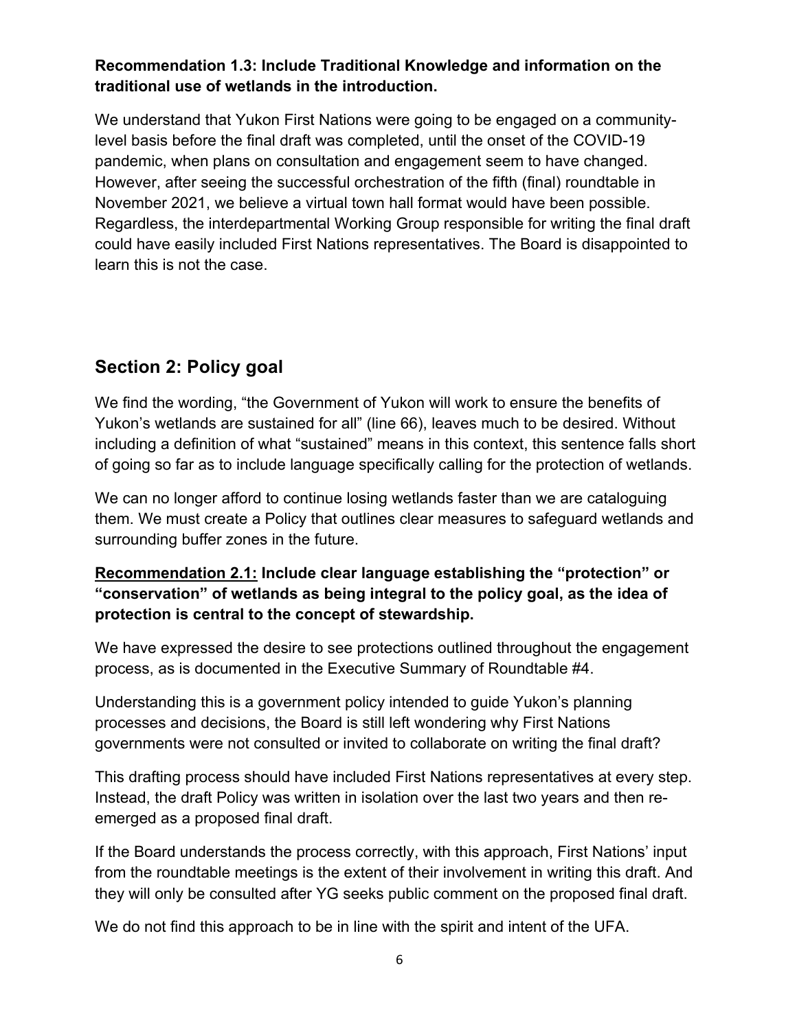**Recommendation 1.3: Include Traditional Knowledge and information on the traditional use of wetlands in the introduction.**

We understand that Yukon First Nations were going to be engaged on a community-level basis before the final draft was completed, until the onset of the COVID-19 pandemic, when plans on consultation and engagement seem to have changed. However, after seeing the successful orchestration of the fifth (final) roundtable in November 2021, we believe a virtual town hall format would have been possible. Regardless, the interdepartmental Working Group responsible for writing the final draft could have easily included First Nations representatives. The Board is disappointed to learn this is not the case.

## Section 2: Policy goal

We find the wording, "the Government of Yukon will work to ensure the benefits of Yukon's wetlands are sustained for all" (line 66), leaves much to be desired. Without including a definition of what "sustained" means in this context, this sentence falls short of going so far as to include language specifically calling for the protection of wetlands.

We can no longer afford to continue losing wetlands faster than we are cataloguing them. We must create a Policy that outlines clear measures to safeguard wetlands and surrounding buffer zones in the future.

**<u>Recommendation 2.1:</u> Include clear language establishing the "protection" or "conservation" of wetlands as being integral to the policy goal, as the idea of protection is central to the concept of stewardship.**

We have expressed the desire to see protections outlined throughout the engagement process, as is documented in the Executive Summary of Roundtable #4.

Understanding this is a government policy intended to guide Yukon's planning processes and decisions, the Board is still left wondering why First Nations governments were not consulted or invited to collaborate on writing the final draft?

This drafting process should have included First Nations representatives at every step. Instead, the draft Policy was written in isolation over the last two years and then re-emerged as a proposed final draft.

If the Board understands the process correctly, with this approach, First Nations' input from the roundtable meetings is the extent of their involvement in writing this draft. And they will only be consulted after YG seeks public comment on the proposed final draft.

We do not find this approach to be in line with the spirit and intent of the UFA.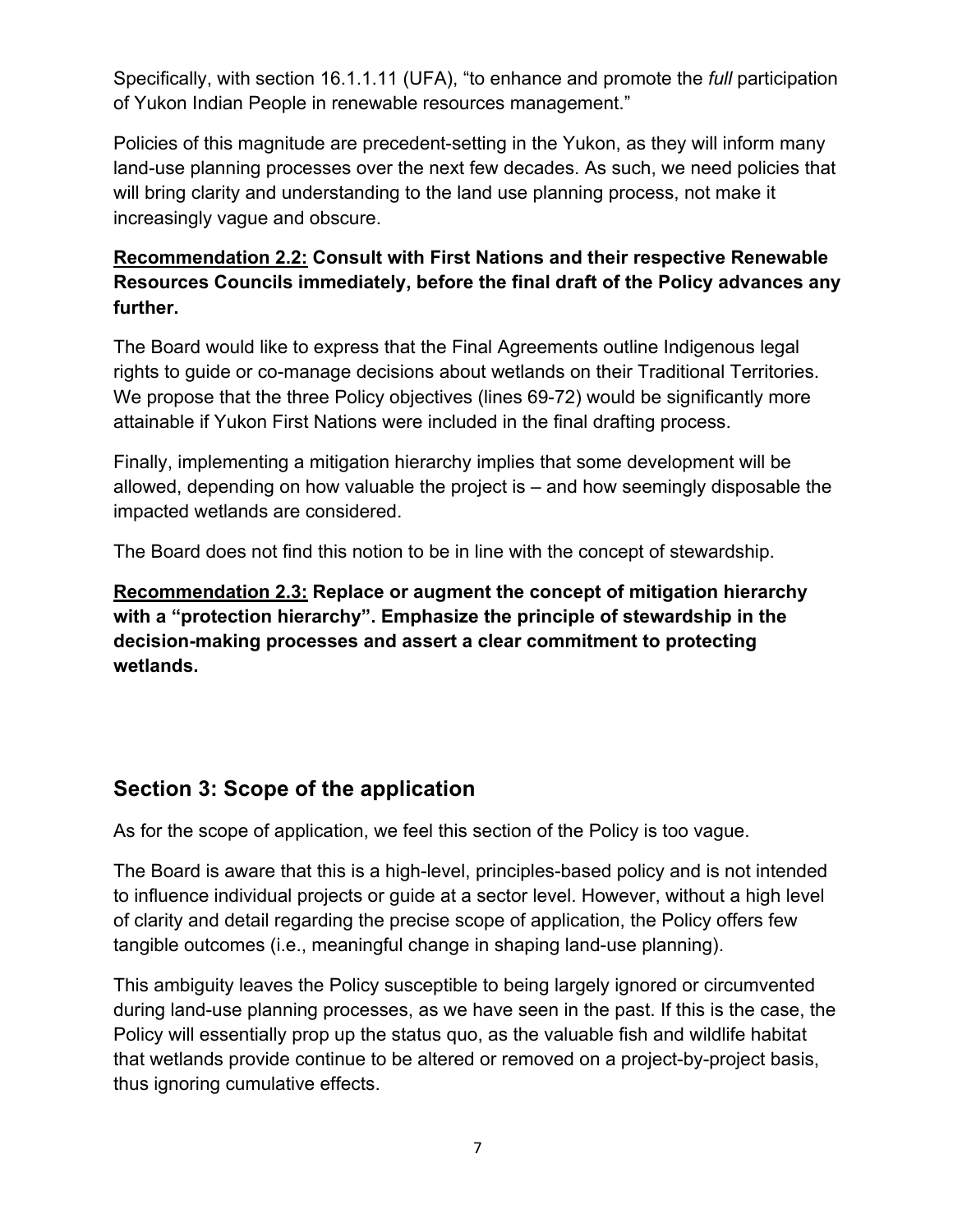Specifically, with section 16.1.1.11 (UFA), "to enhance and promote the *full* participation of Yukon Indian People in renewable resources management."

Policies of this magnitude are precedent-setting in the Yukon, as they will inform many land-use planning processes over the next few decades. As such, we need policies that will bring clarity and understanding to the land use planning process, not make it increasingly vague and obscure.

**Recommendation 2.2: Consult with First Nations and their respective Renewable Resources Councils immediately, before the final draft of the Policy advances any further.**

The Board would like to express that the Final Agreements outline Indigenous legal rights to guide or co-manage decisions about wetlands on their Traditional Territories. We propose that the three Policy objectives (lines 69-72) would be significantly more attainable if Yukon First Nations were included in the final drafting process.

Finally, implementing a mitigation hierarchy implies that some development will be allowed, depending on how valuable the project is – and how seemingly disposable the impacted wetlands are considered.

The Board does not find this notion to be in line with the concept of stewardship.

**Recommendation 2.3: Replace or augment the concept of mitigation hierarchy with a "protection hierarchy". Emphasize the principle of stewardship in the decision-making processes and assert a clear commitment to protecting wetlands.**

## Section 3: Scope of the application

As for the scope of application, we feel this section of the Policy is too vague.

The Board is aware that this is a high-level, principles-based policy and is not intended to influence individual projects or guide at a sector level. However, without a high level of clarity and detail regarding the precise scope of application, the Policy offers few tangible outcomes (i.e., meaningful change in shaping land-use planning).

This ambiguity leaves the Policy susceptible to being largely ignored or circumvented during land-use planning processes, as we have seen in the past. If this is the case, the Policy will essentially prop up the status quo, as the valuable fish and wildlife habitat that wetlands provide continue to be altered or removed on a project-by-project basis, thus ignoring cumulative effects.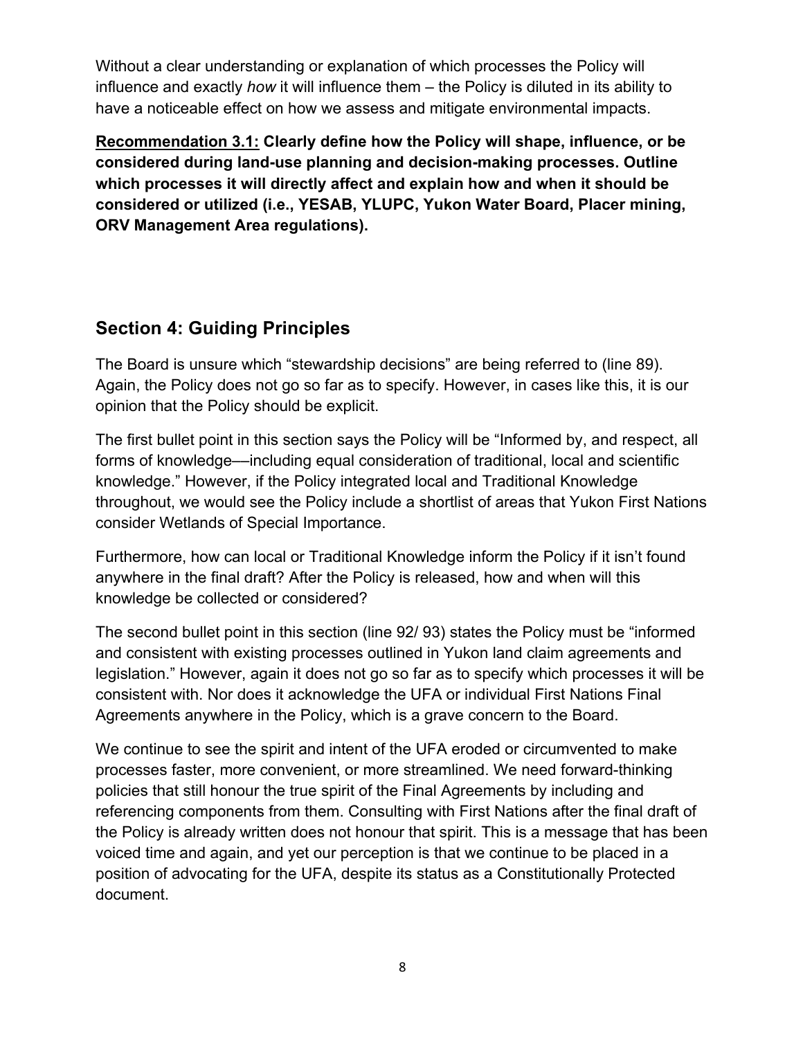Without a clear understanding or explanation of which processes the Policy will influence and exactly *how* it will influence them – the Policy is diluted in its ability to have a noticeable effect on how we assess and mitigate environmental impacts.

**<u>Recommendation 3.1:</u> Clearly define how the Policy will shape, influence, or be considered during land-use planning and decision-making processes. Outline which processes it will directly affect and explain how and when it should be considered or utilized (i.e., YESAB, YLUPC, Yukon Water Board, Placer mining, ORV Management Area regulations).**

## Section 4: Guiding Principles

The Board is unsure which "stewardship decisions" are being referred to (line 89). Again, the Policy does not go so far as to specify. However, in cases like this, it is our opinion that the Policy should be explicit.

The first bullet point in this section says the Policy will be "Informed by, and respect, all forms of knowledge—including equal consideration of traditional, local and scientific knowledge." However, if the Policy integrated local and Traditional Knowledge throughout, we would see the Policy include a shortlist of areas that Yukon First Nations consider Wetlands of Special Importance.

Furthermore, how can local or Traditional Knowledge inform the Policy if it isn't found anywhere in the final draft? After the Policy is released, how and when will this knowledge be collected or considered?

The second bullet point in this section (line 92/ 93) states the Policy must be "informed and consistent with existing processes outlined in Yukon land claim agreements and legislation." However, again it does not go so far as to specify which processes it will be consistent with. Nor does it acknowledge the UFA or individual First Nations Final Agreements anywhere in the Policy, which is a grave concern to the Board.

We continue to see the spirit and intent of the UFA eroded or circumvented to make processes faster, more convenient, or more streamlined. We need forward-thinking policies that still honour the true spirit of the Final Agreements by including and referencing components from them. Consulting with First Nations after the final draft of the Policy is already written does not honour that spirit. This is a message that has been voiced time and again, and yet our perception is that we continue to be placed in a position of advocating for the UFA, despite its status as a Constitutionally Protected document.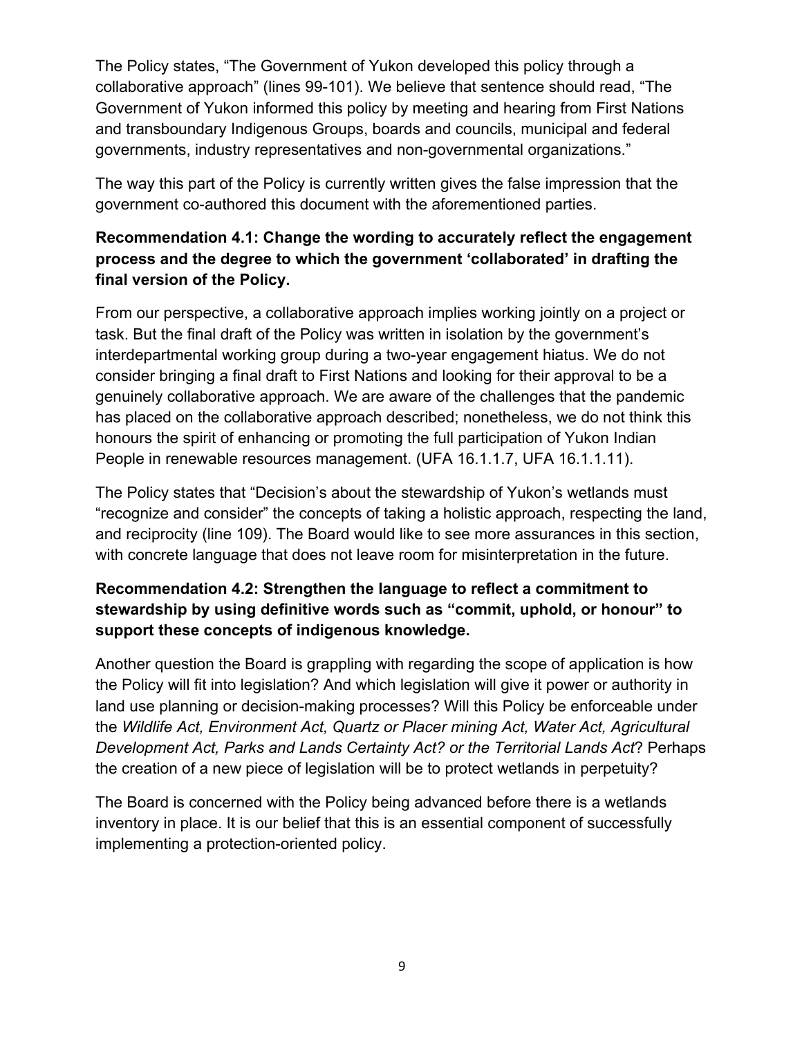The Policy states, "The Government of Yukon developed this policy through a collaborative approach" (lines 99-101). We believe that sentence should read, "The Government of Yukon informed this policy by meeting and hearing from First Nations and transboundary Indigenous Groups, boards and councils, municipal and federal governments, industry representatives and non-governmental organizations."

The way this part of the Policy is currently written gives the false impression that the government co-authored this document with the aforementioned parties.

**Recommendation 4.1: Change the wording to accurately reflect the engagement process and the degree to which the government 'collaborated' in drafting the final version of the Policy.**

From our perspective, a collaborative approach implies working jointly on a project or task. But the final draft of the Policy was written in isolation by the government's interdepartmental working group during a two-year engagement hiatus. We do not consider bringing a final draft to First Nations and looking for their approval to be a genuinely collaborative approach. We are aware of the challenges that the pandemic has placed on the collaborative approach described; nonetheless, we do not think this honours the spirit of enhancing or promoting the full participation of Yukon Indian People in renewable resources management. (UFA 16.1.1.7, UFA 16.1.1.11).

The Policy states that "Decision's about the stewardship of Yukon's wetlands must "recognize and consider" the concepts of taking a holistic approach, respecting the land, and reciprocity (line 109). The Board would like to see more assurances in this section, with concrete language that does not leave room for misinterpretation in the future.

**Recommendation 4.2: Strengthen the language to reflect a commitment to stewardship by using definitive words such as "commit, uphold, or honour" to support these concepts of indigenous knowledge.**

Another question the Board is grappling with regarding the scope of application is how the Policy will fit into legislation? And which legislation will give it power or authority in land use planning or decision-making processes? Will this Policy be enforceable under the *Wildlife Act, Environment Act, Quartz or Placer mining Act, Water Act, Agricultural Development Act, Parks and Lands Certainty Act? or the Territorial Lands Act*? Perhaps the creation of a new piece of legislation will be to protect wetlands in perpetuity?

The Board is concerned with the Policy being advanced before there is a wetlands inventory in place. It is our belief that this is an essential component of successfully implementing a protection-oriented policy.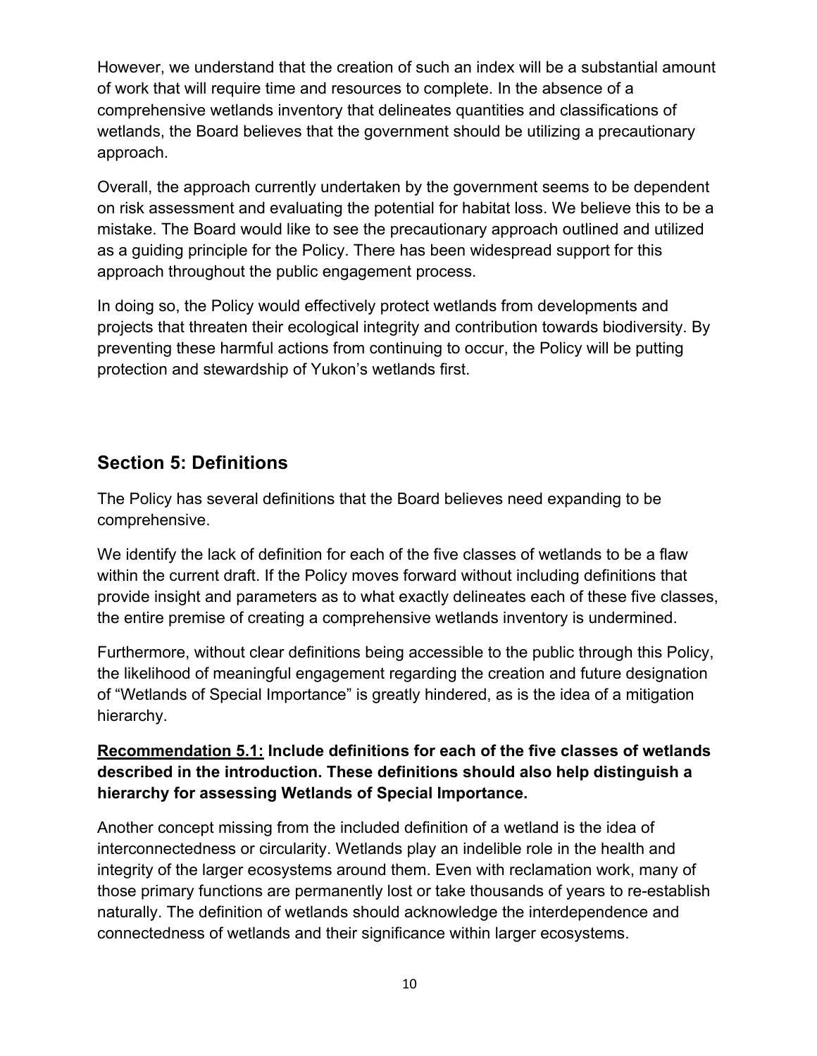However, we understand that the creation of such an index will be a substantial amount of work that will require time and resources to complete. In the absence of a comprehensive wetlands inventory that delineates quantities and classifications of wetlands, the Board believes that the government should be utilizing a precautionary approach.

Overall, the approach currently undertaken by the government seems to be dependent on risk assessment and evaluating the potential for habitat loss. We believe this to be a mistake. The Board would like to see the precautionary approach outlined and utilized as a guiding principle for the Policy. There has been widespread support for this approach throughout the public engagement process.

In doing so, the Policy would effectively protect wetlands from developments and projects that threaten their ecological integrity and contribution towards biodiversity. By preventing these harmful actions from continuing to occur, the Policy will be putting protection and stewardship of Yukon's wetlands first.

## Section 5: Definitions

The Policy has several definitions that the Board believes need expanding to be comprehensive.

We identify the lack of definition for each of the five classes of wetlands to be a flaw within the current draft. If the Policy moves forward without including definitions that provide insight and parameters as to what exactly delineates each of these five classes, the entire premise of creating a comprehensive wetlands inventory is undermined.

Furthermore, without clear definitions being accessible to the public through this Policy, the likelihood of meaningful engagement regarding the creation and future designation of "Wetlands of Special Importance" is greatly hindered, as is the idea of a mitigation hierarchy.

**Recommendation 5.1: Include definitions for each of the five classes of wetlands described in the introduction. These definitions should also help distinguish a hierarchy for assessing Wetlands of Special Importance.**

Another concept missing from the included definition of a wetland is the idea of interconnectedness or circularity. Wetlands play an indelible role in the health and integrity of the larger ecosystems around them. Even with reclamation work, many of those primary functions are permanently lost or take thousands of years to re-establish naturally. The definition of wetlands should acknowledge the interdependence and connectedness of wetlands and their significance within larger ecosystems.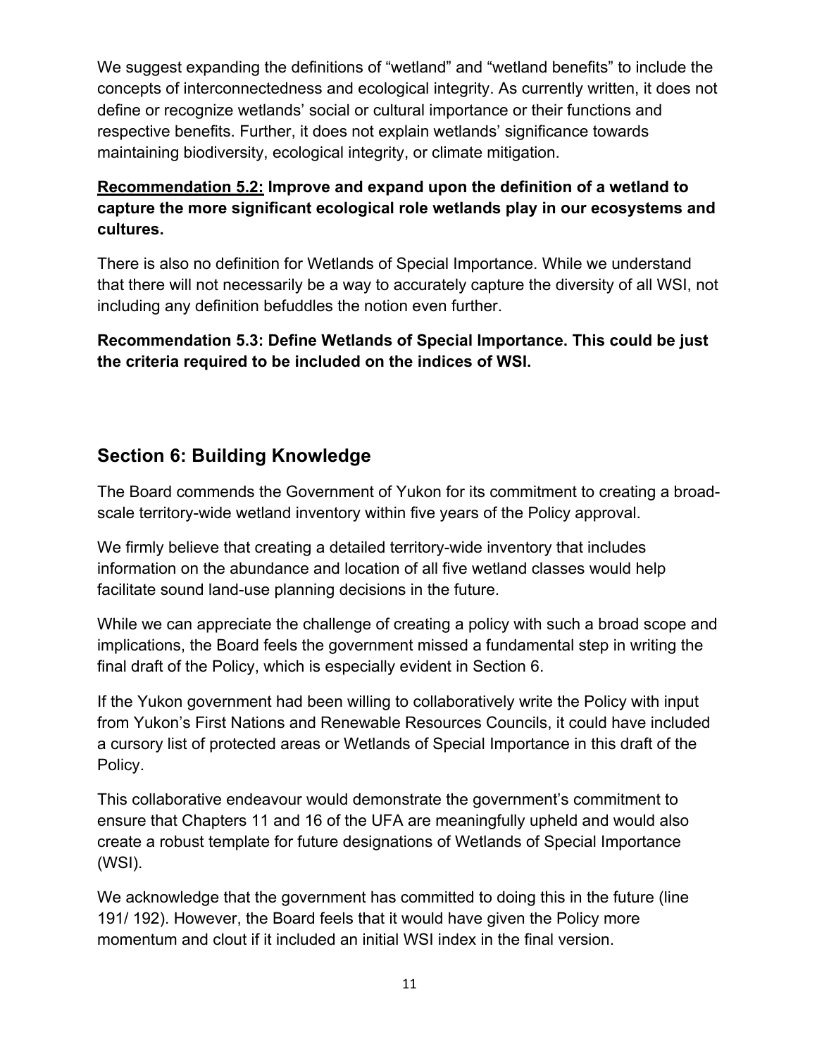We suggest expanding the definitions of "wetland" and "wetland benefits" to include the concepts of interconnectedness and ecological integrity. As currently written, it does not define or recognize wetlands' social or cultural importance or their functions and respective benefits. Further, it does not explain wetlands' significance towards maintaining biodiversity, ecological integrity, or climate mitigation.

**<u>Recommendation 5.2:</u> Improve and expand upon the definition of a wetland to capture the more significant ecological role wetlands play in our ecosystems and cultures.**

There is also no definition for Wetlands of Special Importance. While we understand that there will not necessarily be a way to accurately capture the diversity of all WSI, not including any definition befuddles the notion even further.

**Recommendation 5.3: Define Wetlands of Special Importance. This could be just the criteria required to be included on the indices of WSI.**

## Section 6: Building Knowledge

The Board commends the Government of Yukon for its commitment to creating a broad-scale territory-wide wetland inventory within five years of the Policy approval.

We firmly believe that creating a detailed territory-wide inventory that includes information on the abundance and location of all five wetland classes would help facilitate sound land-use planning decisions in the future.

While we can appreciate the challenge of creating a policy with such a broad scope and implications, the Board feels the government missed a fundamental step in writing the final draft of the Policy, which is especially evident in Section 6.

If the Yukon government had been willing to collaboratively write the Policy with input from Yukon's First Nations and Renewable Resources Councils, it could have included a cursory list of protected areas or Wetlands of Special Importance in this draft of the Policy.

This collaborative endeavour would demonstrate the government's commitment to ensure that Chapters 11 and 16 of the UFA are meaningfully upheld and would also create a robust template for future designations of Wetlands of Special Importance (WSI).

We acknowledge that the government has committed to doing this in the future (line 191/ 192). However, the Board feels that it would have given the Policy more momentum and clout if it included an initial WSI index in the final version.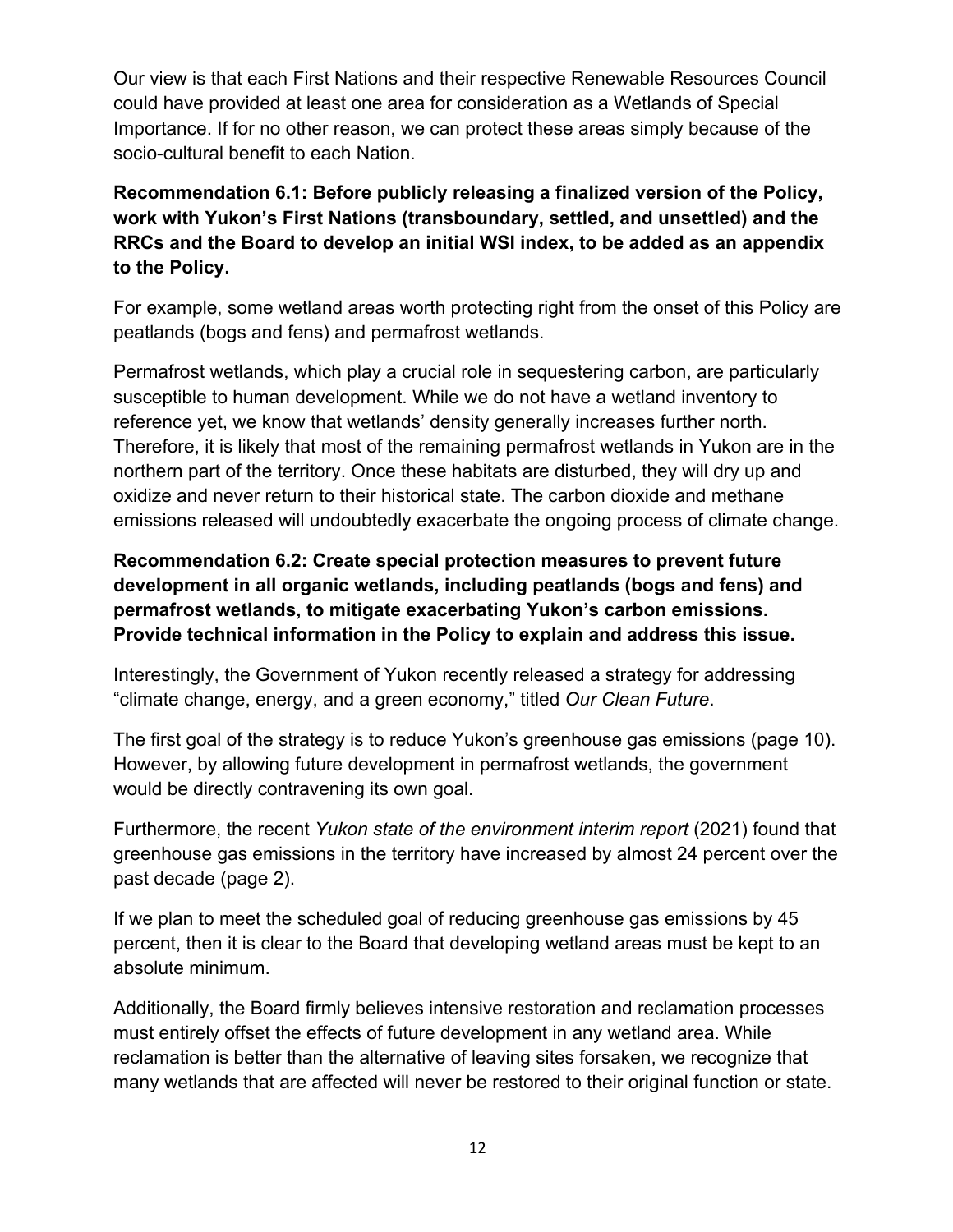Our view is that each First Nations and their respective Renewable Resources Council could have provided at least one area for consideration as a Wetlands of Special Importance. If for no other reason, we can protect these areas simply because of the socio-cultural benefit to each Nation.

**Recommendation 6.1: Before publicly releasing a finalized version of the Policy, work with Yukon's First Nations (transboundary, settled, and unsettled) and the RRCs and the Board to develop an initial WSI index, to be added as an appendix to the Policy.**

For example, some wetland areas worth protecting right from the onset of this Policy are peatlands (bogs and fens) and permafrost wetlands.

Permafrost wetlands, which play a crucial role in sequestering carbon, are particularly susceptible to human development. While we do not have a wetland inventory to reference yet, we know that wetlands' density generally increases further north. Therefore, it is likely that most of the remaining permafrost wetlands in Yukon are in the northern part of the territory. Once these habitats are disturbed, they will dry up and oxidize and never return to their historical state. The carbon dioxide and methane emissions released will undoubtedly exacerbate the ongoing process of climate change.

**Recommendation 6.2: Create special protection measures to prevent future development in all organic wetlands, including peatlands (bogs and fens) and permafrost wetlands, to mitigate exacerbating Yukon's carbon emissions. Provide technical information in the Policy to explain and address this issue.**

Interestingly, the Government of Yukon recently released a strategy for addressing "climate change, energy, and a green economy," titled *Our Clean Future*.

The first goal of the strategy is to reduce Yukon's greenhouse gas emissions (page 10). However, by allowing future development in permafrost wetlands, the government would be directly contravening its own goal.

Furthermore, the recent *Yukon state of the environment interim report* (2021) found that greenhouse gas emissions in the territory have increased by almost 24 percent over the past decade (page 2).

If we plan to meet the scheduled goal of reducing greenhouse gas emissions by 45 percent, then it is clear to the Board that developing wetland areas must be kept to an absolute minimum.

Additionally, the Board firmly believes intensive restoration and reclamation processes must entirely offset the effects of future development in any wetland area. While reclamation is better than the alternative of leaving sites forsaken, we recognize that many wetlands that are affected will never be restored to their original function or state.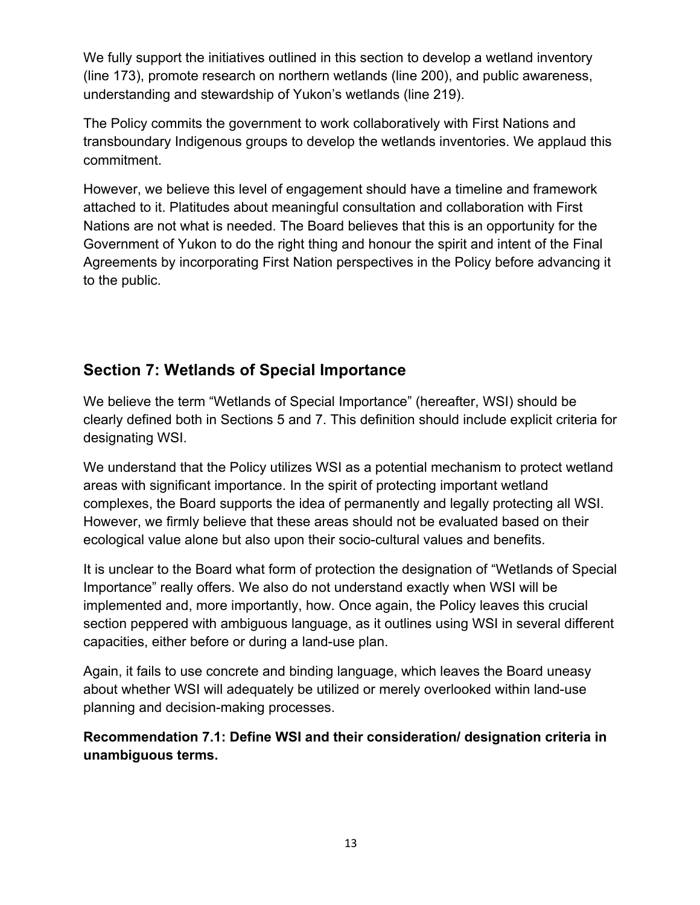We fully support the initiatives outlined in this section to develop a wetland inventory (line 173), promote research on northern wetlands (line 200), and public awareness, understanding and stewardship of Yukon's wetlands (line 219).

The Policy commits the government to work collaboratively with First Nations and transboundary Indigenous groups to develop the wetlands inventories. We applaud this commitment.

However, we believe this level of engagement should have a timeline and framework attached to it. Platitudes about meaningful consultation and collaboration with First Nations are not what is needed. The Board believes that this is an opportunity for the Government of Yukon to do the right thing and honour the spirit and intent of the Final Agreements by incorporating First Nation perspectives in the Policy before advancing it to the public.

## Section 7: Wetlands of Special Importance

We believe the term "Wetlands of Special Importance" (hereafter, WSI) should be clearly defined both in Sections 5 and 7. This definition should include explicit criteria for designating WSI.

We understand that the Policy utilizes WSI as a potential mechanism to protect wetland areas with significant importance. In the spirit of protecting important wetland complexes, the Board supports the idea of permanently and legally protecting all WSI. However, we firmly believe that these areas should not be evaluated based on their ecological value alone but also upon their socio-cultural values and benefits.

It is unclear to the Board what form of protection the designation of "Wetlands of Special Importance" really offers. We also do not understand exactly when WSI will be implemented and, more importantly, how. Once again, the Policy leaves this crucial section peppered with ambiguous language, as it outlines using WSI in several different capacities, either before or during a land-use plan.

Again, it fails to use concrete and binding language, which leaves the Board uneasy about whether WSI will adequately be utilized or merely overlooked within land-use planning and decision-making processes.

**Recommendation 7.1: Define WSI and their consideration/ designation criteria in unambiguous terms.**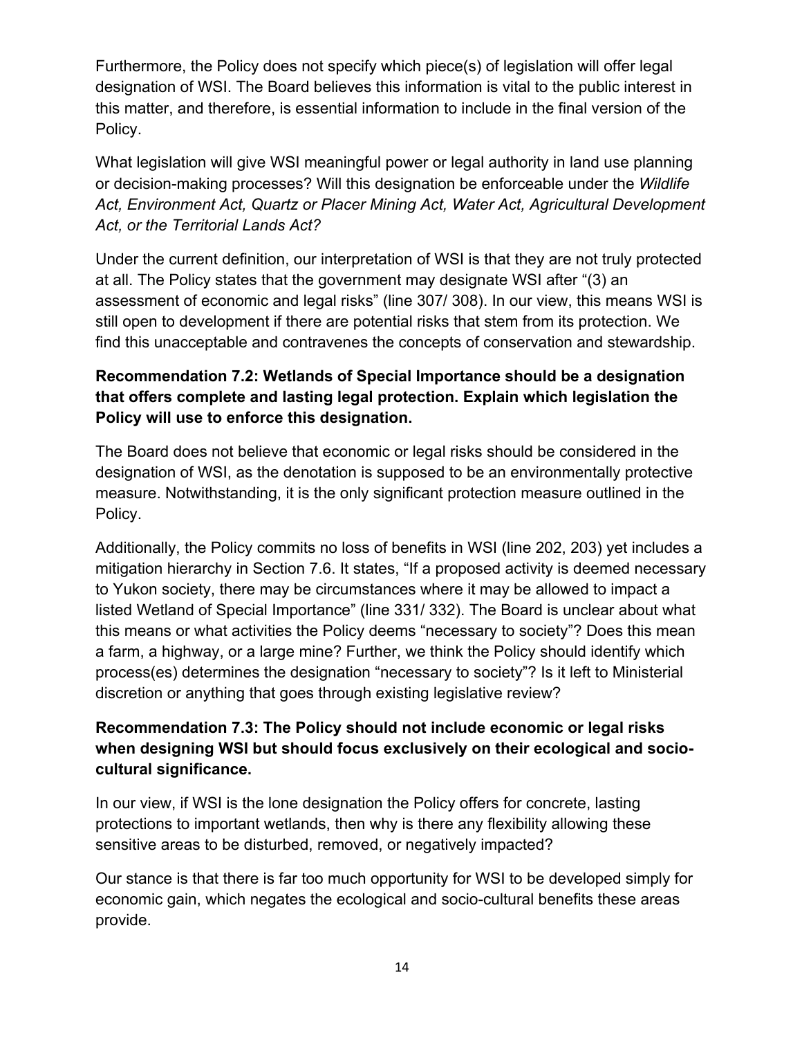Furthermore, the Policy does not specify which piece(s) of legislation will offer legal designation of WSI. The Board believes this information is vital to the public interest in this matter, and therefore, is essential information to include in the final version of the Policy.

What legislation will give WSI meaningful power or legal authority in land use planning or decision-making processes? Will this designation be enforceable under the *Wildlife Act, Environment Act, Quartz or Placer Mining Act, Water Act, Agricultural Development Act, or the Territorial Lands Act?*

Under the current definition, our interpretation of WSI is that they are not truly protected at all. The Policy states that the government may designate WSI after "(3) an assessment of economic and legal risks" (line 307/ 308). In our view, this means WSI is still open to development if there are potential risks that stem from its protection. We find this unacceptable and contravenes the concepts of conservation and stewardship.

**Recommendation 7.2: Wetlands of Special Importance should be a designation that offers complete and lasting legal protection. Explain which legislation the Policy will use to enforce this designation.**

The Board does not believe that economic or legal risks should be considered in the designation of WSI, as the denotation is supposed to be an environmentally protective measure. Notwithstanding, it is the only significant protection measure outlined in the Policy.

Additionally, the Policy commits no loss of benefits in WSI (line 202, 203) yet includes a mitigation hierarchy in Section 7.6. It states, "If a proposed activity is deemed necessary to Yukon society, there may be circumstances where it may be allowed to impact a listed Wetland of Special Importance" (line 331/ 332). The Board is unclear about what this means or what activities the Policy deems "necessary to society"? Does this mean a farm, a highway, or a large mine? Further, we think the Policy should identify which process(es) determines the designation "necessary to society"? Is it left to Ministerial discretion or anything that goes through existing legislative review?

**Recommendation 7.3: The Policy should not include economic or legal risks when designing WSI but should focus exclusively on their ecological and socio-cultural significance.**

In our view, if WSI is the lone designation the Policy offers for concrete, lasting protections to important wetlands, then why is there any flexibility allowing these sensitive areas to be disturbed, removed, or negatively impacted?

Our stance is that there is far too much opportunity for WSI to be developed simply for economic gain, which negates the ecological and socio-cultural benefits these areas provide.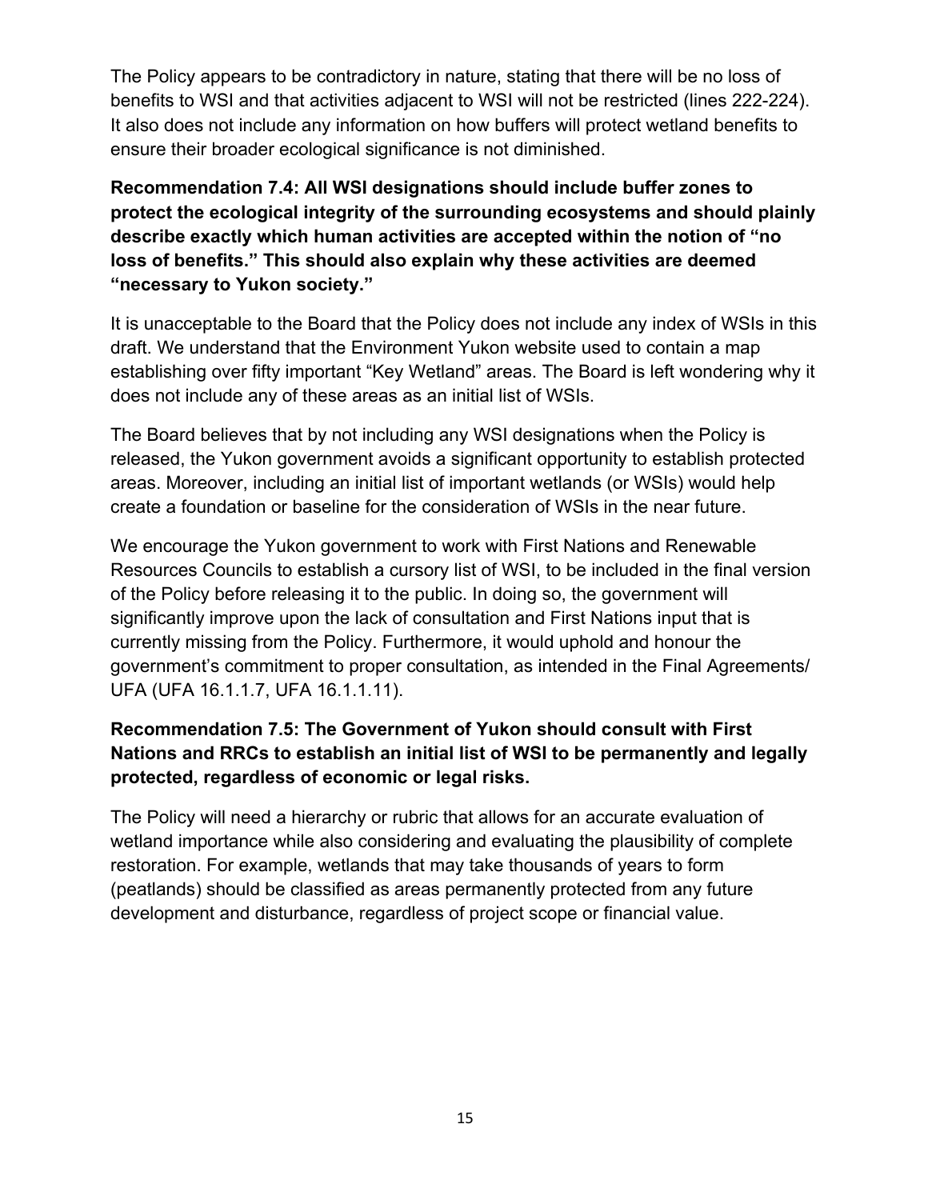The Policy appears to be contradictory in nature, stating that there will be no loss of benefits to WSI and that activities adjacent to WSI will not be restricted (lines 222-224). It also does not include any information on how buffers will protect wetland benefits to ensure their broader ecological significance is not diminished.

**Recommendation 7.4: All WSI designations should include buffer zones to protect the ecological integrity of the surrounding ecosystems and should plainly describe exactly which human activities are accepted within the notion of "no loss of benefits." This should also explain why these activities are deemed "necessary to Yukon society."**

It is unacceptable to the Board that the Policy does not include any index of WSIs in this draft. We understand that the Environment Yukon website used to contain a map establishing over fifty important "Key Wetland" areas. The Board is left wondering why it does not include any of these areas as an initial list of WSIs.

The Board believes that by not including any WSI designations when the Policy is released, the Yukon government avoids a significant opportunity to establish protected areas. Moreover, including an initial list of important wetlands (or WSIs) would help create a foundation or baseline for the consideration of WSIs in the near future.

We encourage the Yukon government to work with First Nations and Renewable Resources Councils to establish a cursory list of WSI, to be included in the final version of the Policy before releasing it to the public. In doing so, the government will significantly improve upon the lack of consultation and First Nations input that is currently missing from the Policy. Furthermore, it would uphold and honour the government's commitment to proper consultation, as intended in the Final Agreements/ UFA (UFA 16.1.1.7, UFA 16.1.1.11).

**Recommendation 7.5: The Government of Yukon should consult with First Nations and RRCs to establish an initial list of WSI to be permanently and legally protected, regardless of economic or legal risks.**

The Policy will need a hierarchy or rubric that allows for an accurate evaluation of wetland importance while also considering and evaluating the plausibility of complete restoration. For example, wetlands that may take thousands of years to form (peatlands) should be classified as areas permanently protected from any future development and disturbance, regardless of project scope or financial value.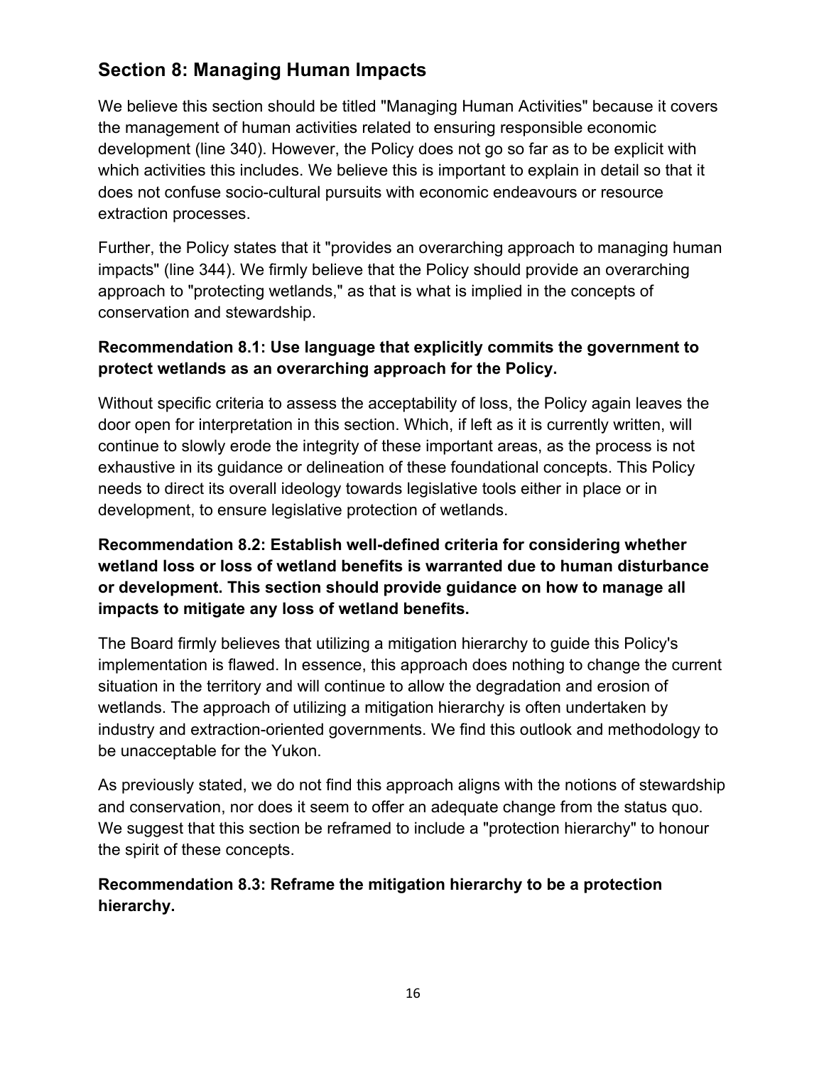## Section 8: Managing Human Impacts

We believe this section should be titled "Managing Human Activities" because it covers the management of human activities related to ensuring responsible economic development (line 340). However, the Policy does not go so far as to be explicit with which activities this includes. We believe this is important to explain in detail so that it does not confuse socio-cultural pursuits with economic endeavours or resource extraction processes.

Further, the Policy states that it "provides an overarching approach to managing human impacts" (line 344). We firmly believe that the Policy should provide an overarching approach to "protecting wetlands," as that is what is implied in the concepts of conservation and stewardship.

**Recommendation 8.1: Use language that explicitly commits the government to protect wetlands as an overarching approach for the Policy.**

Without specific criteria to assess the acceptability of loss, the Policy again leaves the door open for interpretation in this section. Which, if left as it is currently written, will continue to slowly erode the integrity of these important areas, as the process is not exhaustive in its guidance or delineation of these foundational concepts. This Policy needs to direct its overall ideology towards legislative tools either in place or in development, to ensure legislative protection of wetlands.

**Recommendation 8.2: Establish well-defined criteria for considering whether wetland loss or loss of wetland benefits is warranted due to human disturbance or development. This section should provide guidance on how to manage all impacts to mitigate any loss of wetland benefits.**

The Board firmly believes that utilizing a mitigation hierarchy to guide this Policy's implementation is flawed. In essence, this approach does nothing to change the current situation in the territory and will continue to allow the degradation and erosion of wetlands. The approach of utilizing a mitigation hierarchy is often undertaken by industry and extraction-oriented governments. We find this outlook and methodology to be unacceptable for the Yukon.

As previously stated, we do not find this approach aligns with the notions of stewardship and conservation, nor does it seem to offer an adequate change from the status quo. We suggest that this section be reframed to include a "protection hierarchy" to honour the spirit of these concepts.

**Recommendation 8.3: Reframe the mitigation hierarchy to be a protection hierarchy.**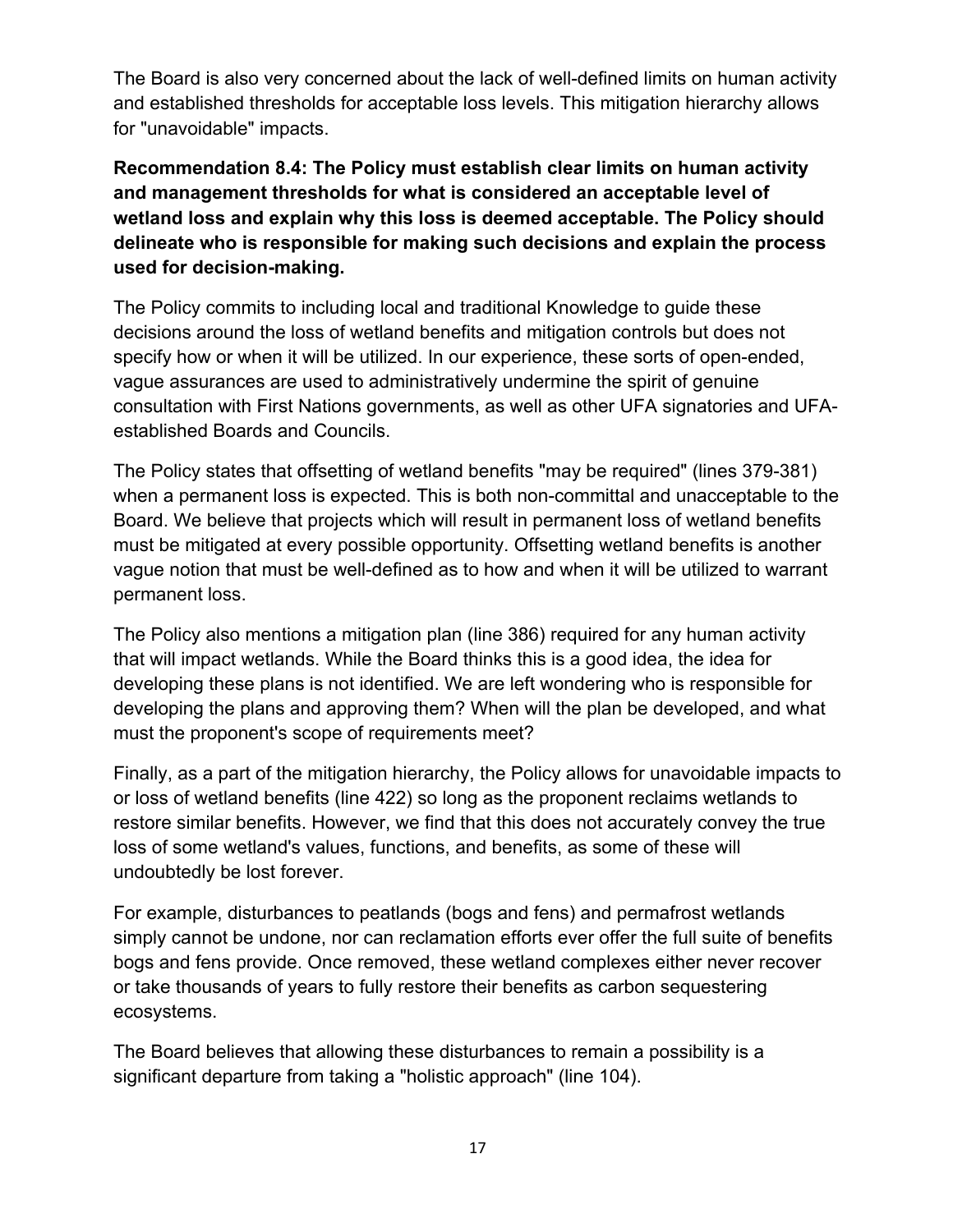The Board is also very concerned about the lack of well-defined limits on human activity and established thresholds for acceptable loss levels. This mitigation hierarchy allows for "unavoidable" impacts.

**Recommendation 8.4: The Policy must establish clear limits on human activity and management thresholds for what is considered an acceptable level of wetland loss and explain why this loss is deemed acceptable. The Policy should delineate who is responsible for making such decisions and explain the process used for decision-making.**

The Policy commits to including local and traditional Knowledge to guide these decisions around the loss of wetland benefits and mitigation controls but does not specify how or when it will be utilized. In our experience, these sorts of open-ended, vague assurances are used to administratively undermine the spirit of genuine consultation with First Nations governments, as well as other UFA signatories and UFA-established Boards and Councils.

The Policy states that offsetting of wetland benefits "may be required" (lines 379-381) when a permanent loss is expected. This is both non-committal and unacceptable to the Board. We believe that projects which will result in permanent loss of wetland benefits must be mitigated at every possible opportunity. Offsetting wetland benefits is another vague notion that must be well-defined as to how and when it will be utilized to warrant permanent loss.

The Policy also mentions a mitigation plan (line 386) required for any human activity that will impact wetlands. While the Board thinks this is a good idea, the idea for developing these plans is not identified. We are left wondering who is responsible for developing the plans and approving them? When will the plan be developed, and what must the proponent's scope of requirements meet?

Finally, as a part of the mitigation hierarchy, the Policy allows for unavoidable impacts to or loss of wetland benefits (line 422) so long as the proponent reclaims wetlands to restore similar benefits. However, we find that this does not accurately convey the true loss of some wetland's values, functions, and benefits, as some of these will undoubtedly be lost forever.

For example, disturbances to peatlands (bogs and fens) and permafrost wetlands simply cannot be undone, nor can reclamation efforts ever offer the full suite of benefits bogs and fens provide. Once removed, these wetland complexes either never recover or take thousands of years to fully restore their benefits as carbon sequestering ecosystems.

The Board believes that allowing these disturbances to remain a possibility is a significant departure from taking a "holistic approach" (line 104).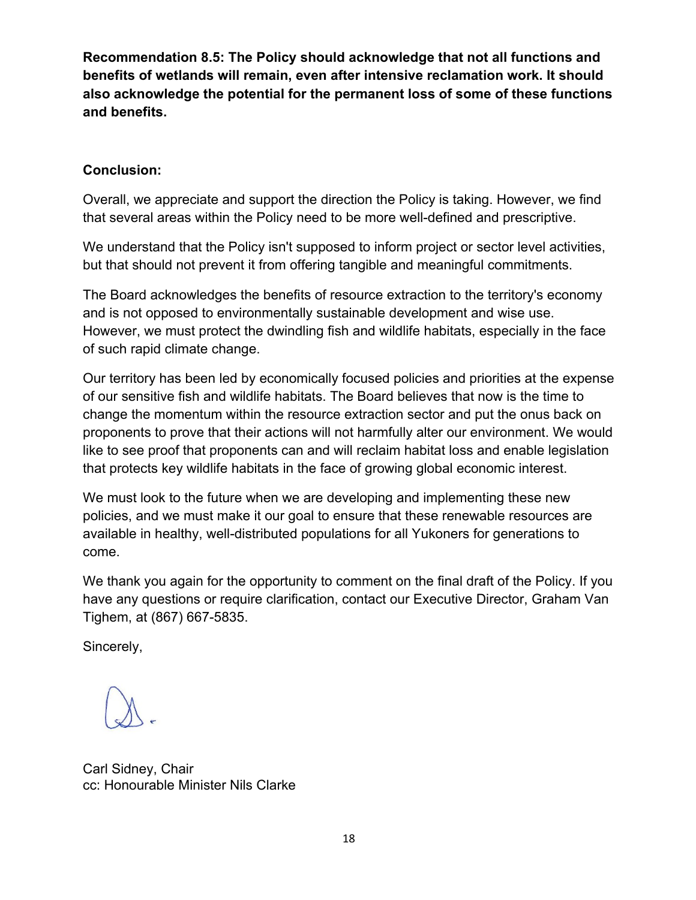**Recommendation 8.5: The Policy should acknowledge that not all functions and benefits of wetlands will remain, even after intensive reclamation work. It should also acknowledge the potential for the permanent loss of some of these functions and benefits.**

**Conclusion:**

Overall, we appreciate and support the direction the Policy is taking. However, we find that several areas within the Policy need to be more well-defined and prescriptive.

We understand that the Policy isn't supposed to inform project or sector level activities, but that should not prevent it from offering tangible and meaningful commitments.

The Board acknowledges the benefits of resource extraction to the territory's economy and is not opposed to environmentally sustainable development and wise use. However, we must protect the dwindling fish and wildlife habitats, especially in the face of such rapid climate change.

Our territory has been led by economically focused policies and priorities at the expense of our sensitive fish and wildlife habitats. The Board believes that now is the time to change the momentum within the resource extraction sector and put the onus back on proponents to prove that their actions will not harmfully alter our environment. We would like to see proof that proponents can and will reclaim habitat loss and enable legislation that protects key wildlife habitats in the face of growing global economic interest.

We must look to the future when we are developing and implementing these new policies, and we must make it our goal to ensure that these renewable resources are available in healthy, well-distributed populations for all Yukoners for generations to come.

We thank you again for the opportunity to comment on the final draft of the Policy. If you have any questions or require clarification, contact our Executive Director, Graham Van Tighem, at (867) 667-5835.

Sincerely,

Carl Sidney, Chair
cc: Honourable Minister Nils Clarke